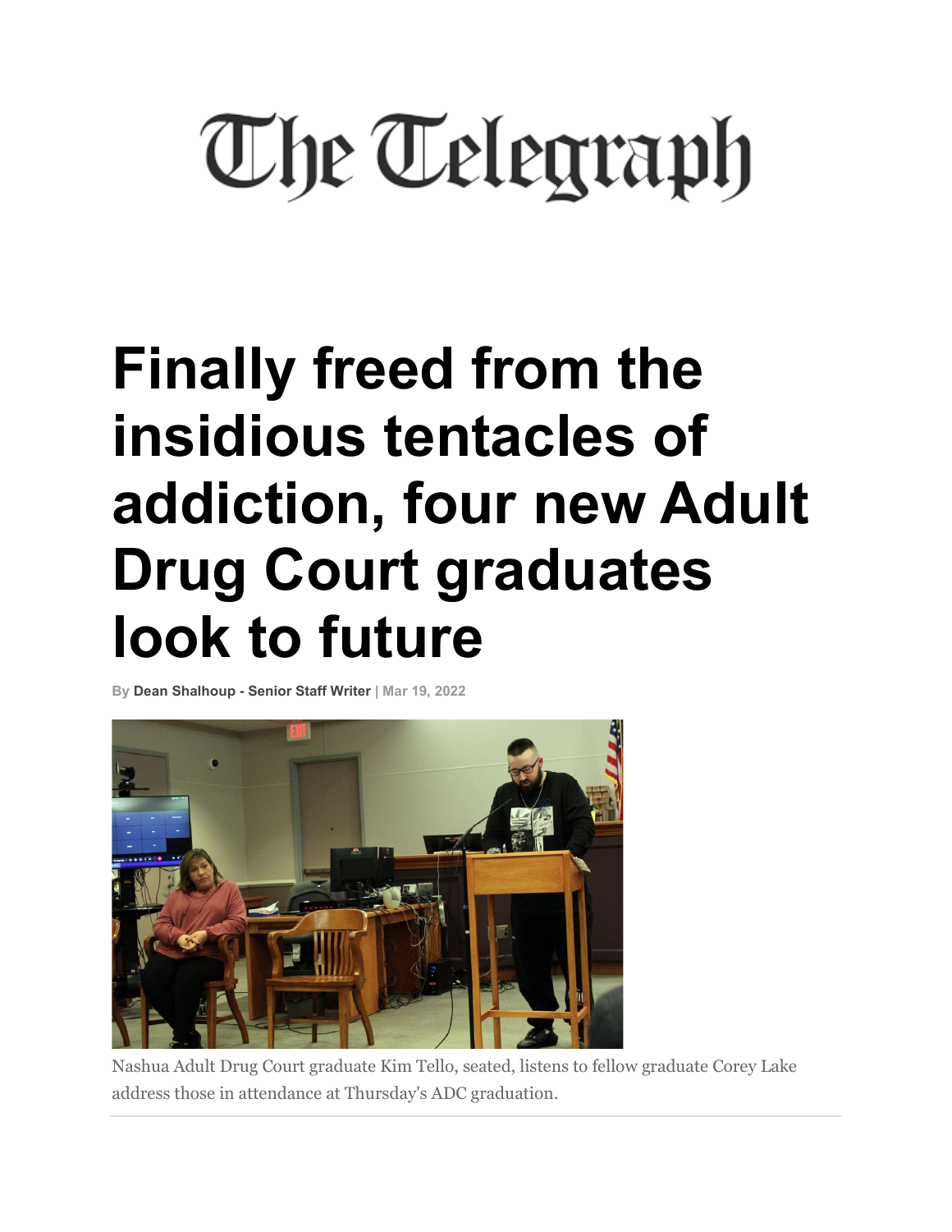# The Telegraph

# Finally freed from the insidious tentacles of addiction, four new Adult Drug Court graduates look to future

By **Dean Shalhoup - Senior Staff Writer** | Mar 19, 2022

Nashua Adult Drug Court graduate Kim Tello, seated, listens to fellow graduate Corey Lake address those in attendance at Thursday's ADC graduation.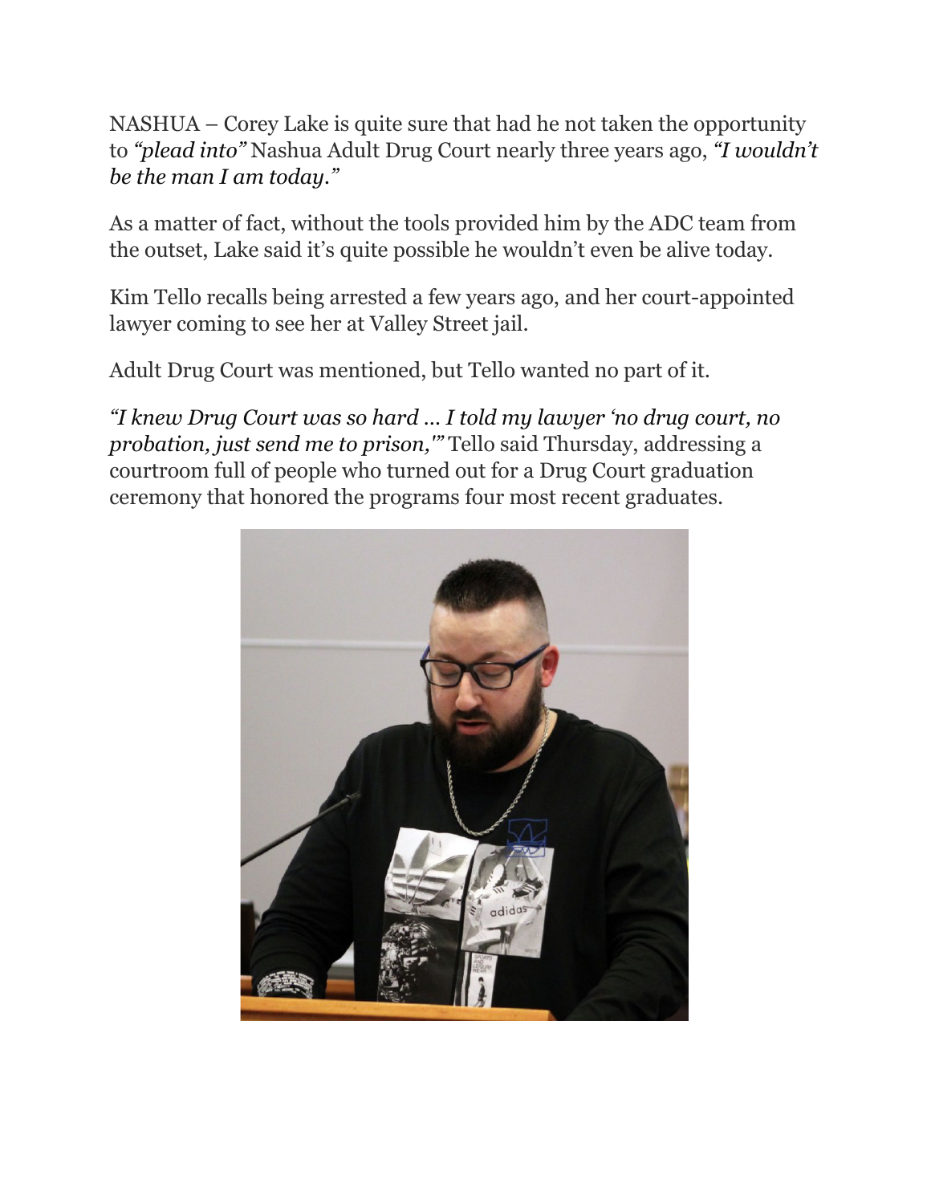NASHUA – Corey Lake is quite sure that had he not taken the opportunity to *"plead into"* Nashua Adult Drug Court nearly three years ago, *"I wouldn't be the man I am today."*

As a matter of fact, without the tools provided him by the ADC team from the outset, Lake said it's quite possible he wouldn't even be alive today.

Kim Tello recalls being arrested a few years ago, and her court-appointed lawyer coming to see her at Valley Street jail.

Adult Drug Court was mentioned, but Tello wanted no part of it.

*"I knew Drug Court was so hard … I told my lawyer 'no drug court, no probation, just send me to prison,'"* Tello said Thursday, addressing a courtroom full of people who turned out for a Drug Court graduation ceremony that honored the programs four most recent graduates.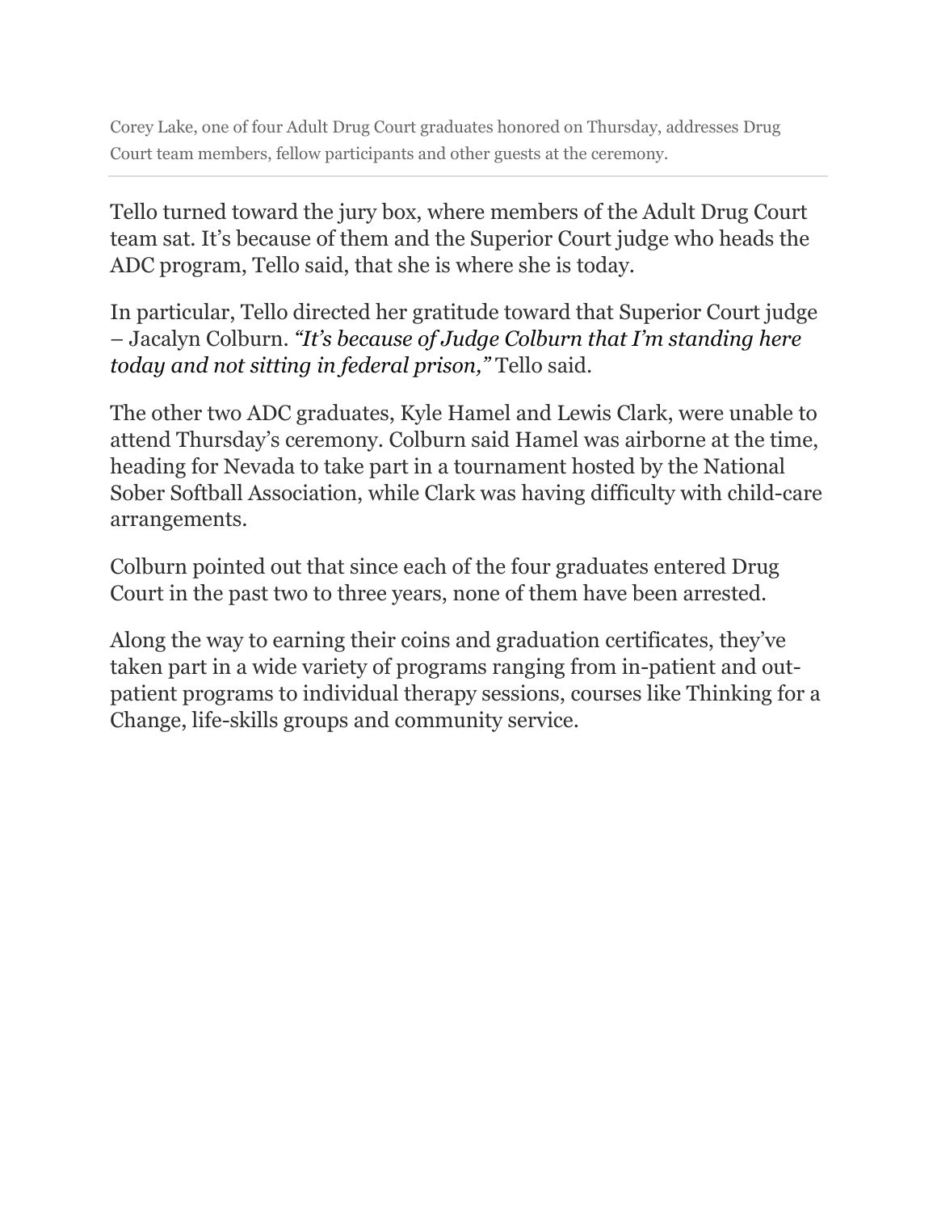Corey Lake, one of four Adult Drug Court graduates honored on Thursday, addresses Drug Court team members, fellow participants and other guests at the ceremony.

---

Tello turned toward the jury box, where members of the Adult Drug Court team sat. It's because of them and the Superior Court judge who heads the ADC program, Tello said, that she is where she is today.

In particular, Tello directed her gratitude toward that Superior Court judge – Jacalyn Colburn. *"It's because of Judge Colburn that I'm standing here today and not sitting in federal prison,"* Tello said.

The other two ADC graduates, Kyle Hamel and Lewis Clark, were unable to attend Thursday's ceremony. Colburn said Hamel was airborne at the time, heading for Nevada to take part in a tournament hosted by the National Sober Softball Association, while Clark was having difficulty with child-care arrangements.

Colburn pointed out that since each of the four graduates entered Drug Court in the past two to three years, none of them have been arrested.

Along the way to earning their coins and graduation certificates, they've taken part in a wide variety of programs ranging from in-patient and out-patient programs to individual therapy sessions, courses like Thinking for a Change, life-skills groups and community service.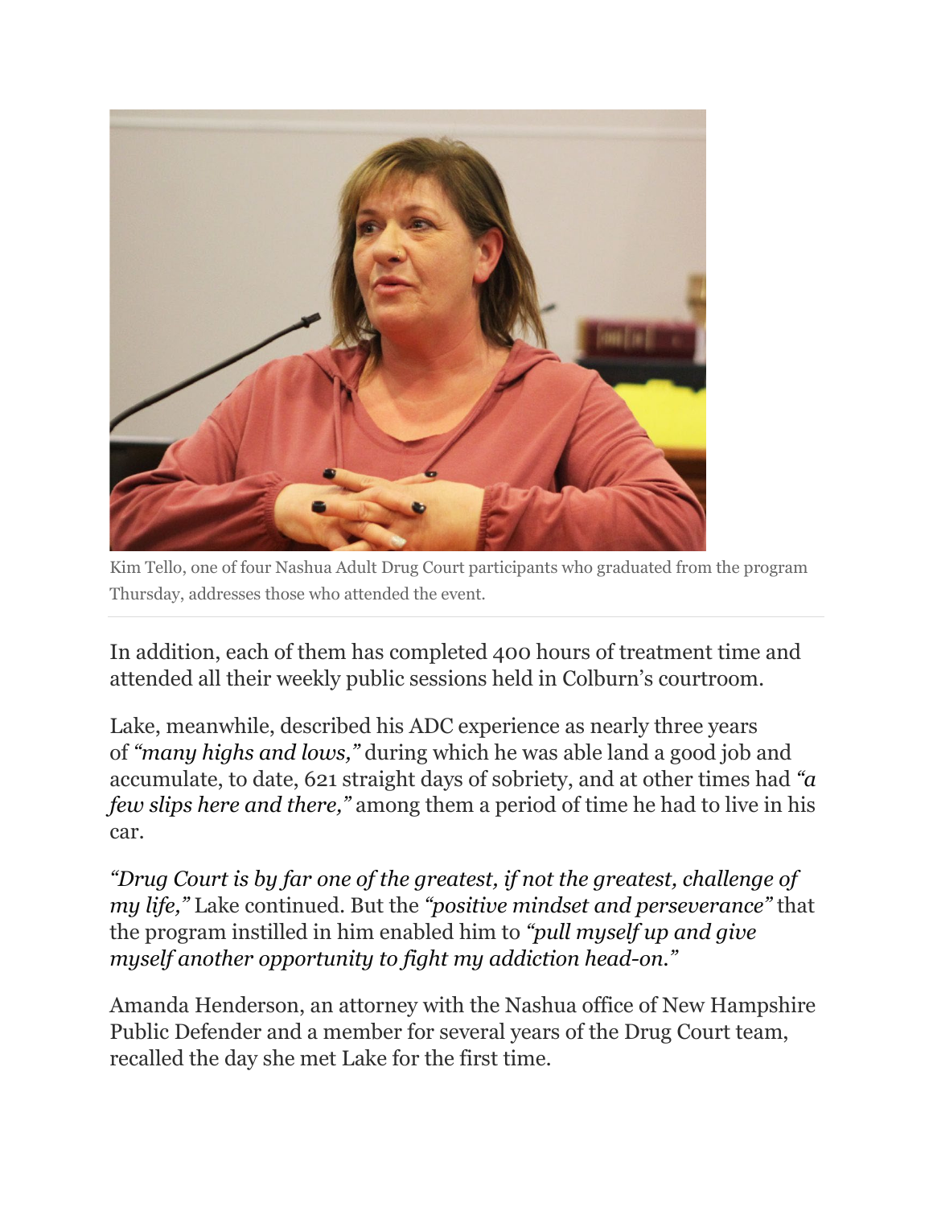Kim Tello, one of four Nashua Adult Drug Court participants who graduated from the program Thursday, addresses those who attended the event.

In addition, each of them has completed 400 hours of treatment time and attended all their weekly public sessions held in Colburn's courtroom.

Lake, meanwhile, described his ADC experience as nearly three years of *"many highs and lows,"* during which he was able land a good job and accumulate, to date, 621 straight days of sobriety, and at other times had *"a few slips here and there,"* among them a period of time he had to live in his car.

*"Drug Court is by far one of the greatest, if not the greatest, challenge of my life,"* Lake continued. But the *"positive mindset and perseverance"* that the program instilled in him enabled him to *"pull myself up and give myself another opportunity to fight my addiction head-on."*

Amanda Henderson, an attorney with the Nashua office of New Hampshire Public Defender and a member for several years of the Drug Court team, recalled the day she met Lake for the first time.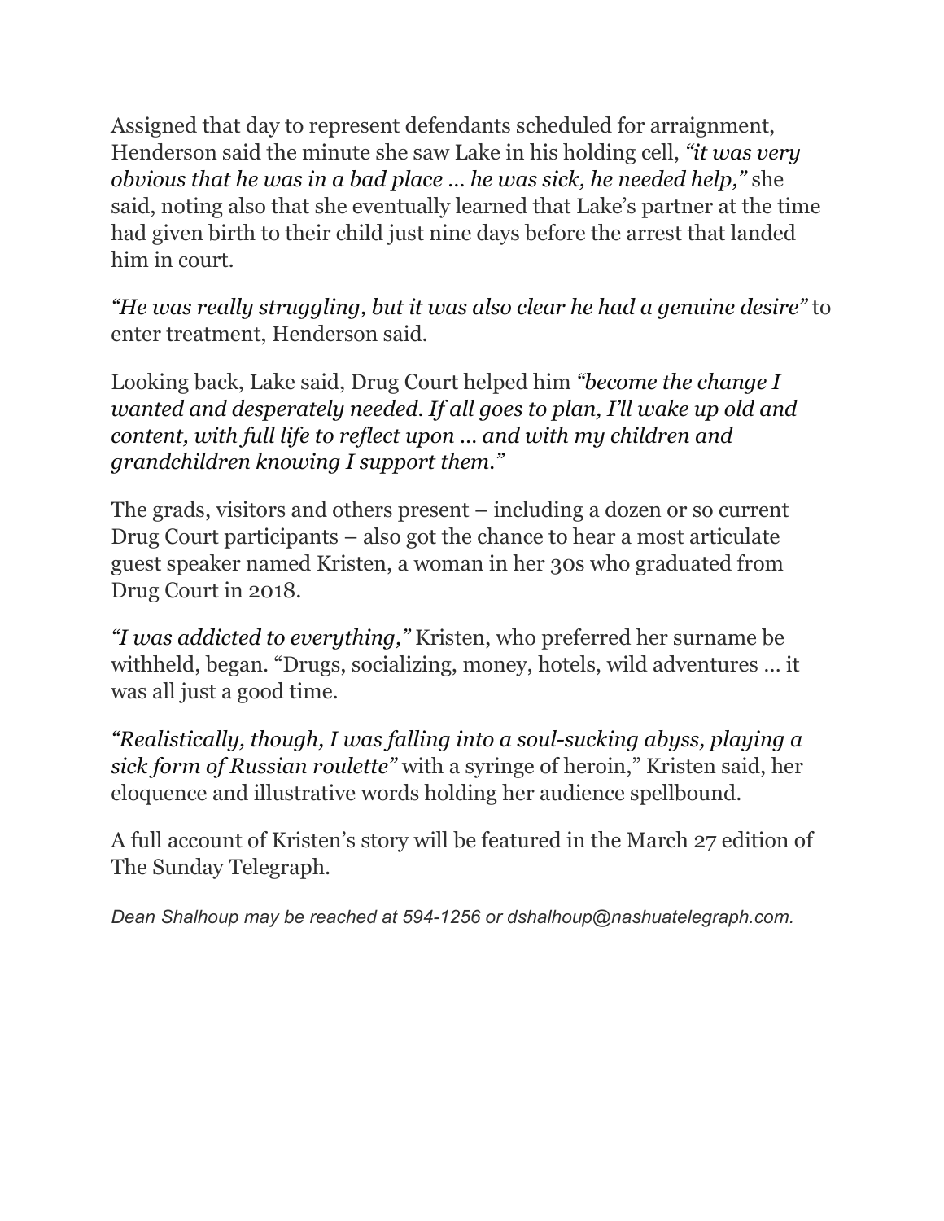Assigned that day to represent defendants scheduled for arraignment, Henderson said the minute she saw Lake in his holding cell, *"it was very obvious that he was in a bad place … he was sick, he needed help,"* she said, noting also that she eventually learned that Lake's partner at the time had given birth to their child just nine days before the arrest that landed him in court.

*"He was really struggling, but it was also clear he had a genuine desire"* to enter treatment, Henderson said.

Looking back, Lake said, Drug Court helped him *"become the change I wanted and desperately needed. If all goes to plan, I'll wake up old and content, with full life to reflect upon … and with my children and grandchildren knowing I support them."*

The grads, visitors and others present – including a dozen or so current Drug Court participants – also got the chance to hear a most articulate guest speaker named Kristen, a woman in her 30s who graduated from Drug Court in 2018.

*"I was addicted to everything,"* Kristen, who preferred her surname be withheld, began. "Drugs, socializing, money, hotels, wild adventures … it was all just a good time.

*"Realistically, though, I was falling into a soul-sucking abyss, playing a sick form of Russian roulette"* with a syringe of heroin," Kristen said, her eloquence and illustrative words holding her audience spellbound.

A full account of Kristen's story will be featured in the March 27 edition of The Sunday Telegraph.

*Dean Shalhoup may be reached at 594-1256 or dshalhoup@nashuatelegraph.com.*